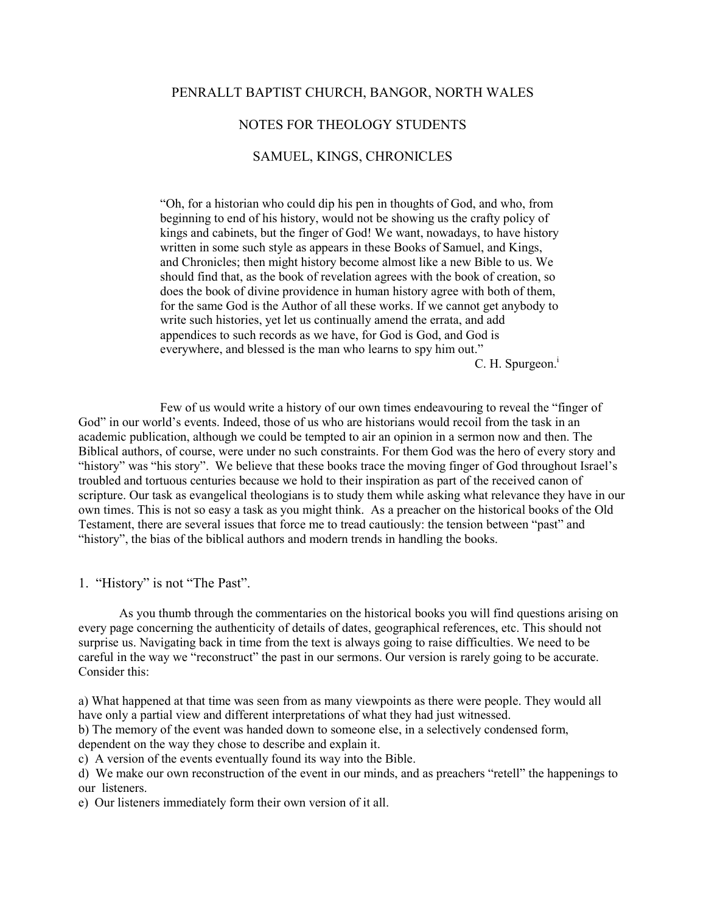# PENRALLT BAPTIST CHURCH, BANGOR, NORTH WALES

## NOTES FOR THEOLOGY STUDENTS

## SAMUEL, KINGS, CHRONICLES

> "Oh, for a historian who could dip his pen in thoughts of God, and who, from beginning to end of his history, would not be showing us the crafty policy of kings and cabinets, but the finger of God! We want, nowadays, to have history written in some such style as appears in these Books of Samuel, and Kings, and Chronicles; then might history become almost like a new Bible to us. We should find that, as the book of revelation agrees with the book of creation, so does the book of divine providence in human history agree with both of them, for the same God is the Author of all these works. If we cannot get anybody to write such histories, yet let us continually amend the errata, and add appendices to such records as we have, for God is God, and God is everywhere, and blessed is the man who learns to spy him out."
>
> C. H. Spurgeon.[i]

Few of us would write a history of our own times endeavouring to reveal the "finger of God" in our world's events. Indeed, those of us who are historians would recoil from the task in an academic publication, although we could be tempted to air an opinion in a sermon now and then. The Biblical authors, of course, were under no such constraints. For them God was the hero of every story and "history" was "his story". We believe that these books trace the moving finger of God throughout Israel's troubled and tortuous centuries because we hold to their inspiration as part of the received canon of scripture. Our task as evangelical theologians is to study them while asking what relevance they have in our own times. This is not so easy a task as you might think. As a preacher on the historical books of the Old Testament, there are several issues that force me to tread cautiously: the tension between "past" and "history", the bias of the biblical authors and modern trends in handling the books.

### 1. "History" is not "The Past".

As you thumb through the commentaries on the historical books you will find questions arising on every page concerning the authenticity of details of dates, geographical references, etc. This should not surprise us. Navigating back in time from the text is always going to raise difficulties. We need to be careful in the way we "reconstruct" the past in our sermons. Our version is rarely going to be accurate. Consider this:

a) What happened at that time was seen from as many viewpoints as there were people. They would all have only a partial view and different interpretations of what they had just witnessed.
b) The memory of the event was handed down to someone else, in a selectively condensed form, dependent on the way they chose to describe and explain it.
c) A version of the events eventually found its way into the Bible.
d) We make our own reconstruction of the event in our minds, and as preachers "retell" the happenings to our listeners.
e) Our listeners immediately form their own version of it all.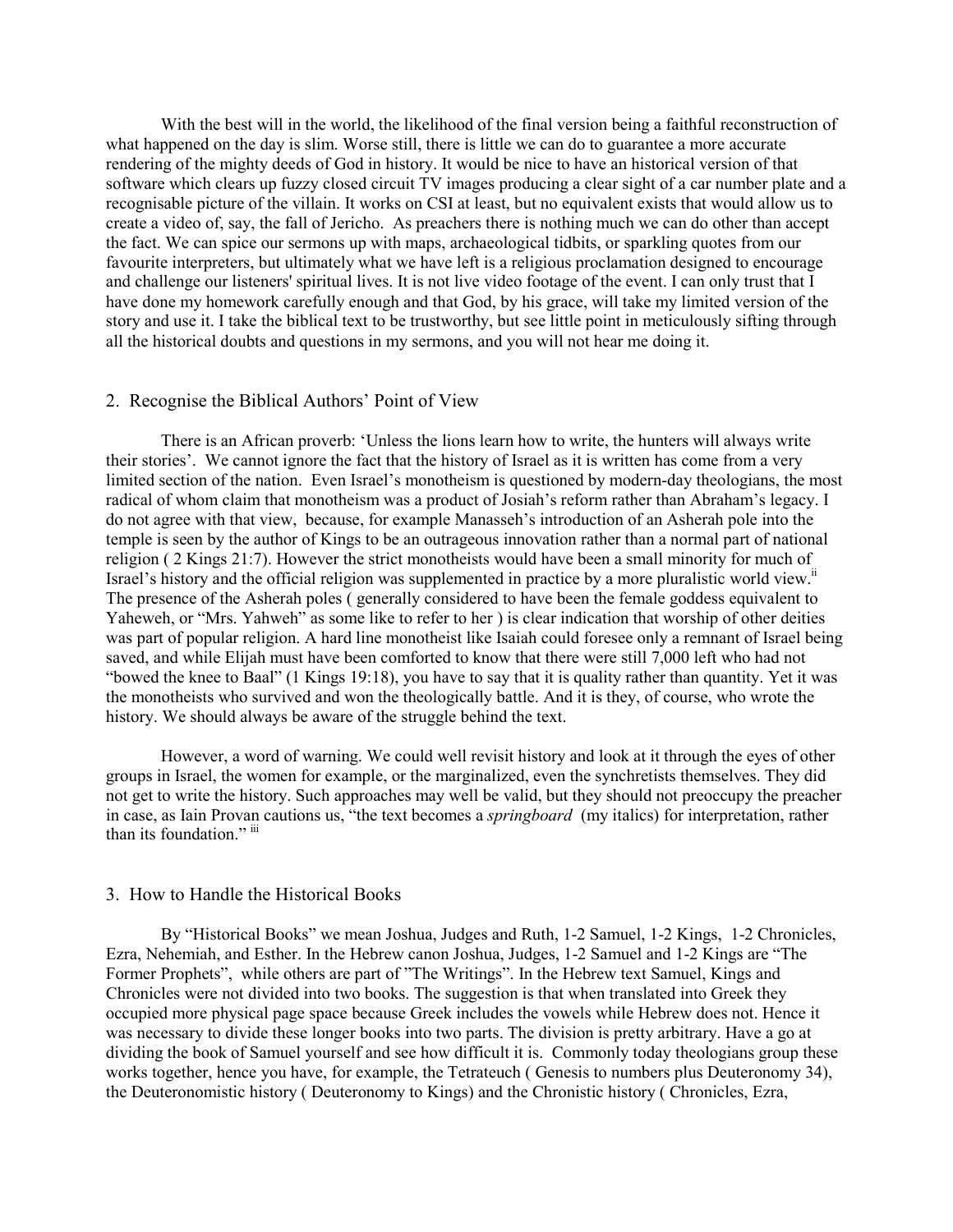With the best will in the world, the likelihood of the final version being a faithful reconstruction of what happened on the day is slim. Worse still, there is little we can do to guarantee a more accurate rendering of the mighty deeds of God in history. It would be nice to have an historical version of that software which clears up fuzzy closed circuit TV images producing a clear sight of a car number plate and a recognisable picture of the villain. It works on CSI at least, but no equivalent exists that would allow us to create a video of, say, the fall of Jericho. As preachers there is nothing much we can do other than accept the fact. We can spice our sermons up with maps, archaeological tidbits, or sparkling quotes from our favourite interpreters, but ultimately what we have left is a religious proclamation designed to encourage and challenge our listeners' spiritual lives. It is not live video footage of the event. I can only trust that I have done my homework carefully enough and that God, by his grace, will take my limited version of the story and use it. I take the biblical text to be trustworthy, but see little point in meticulously sifting through all the historical doubts and questions in my sermons, and you will not hear me doing it.

## 2. Recognise the Biblical Authors' Point of View

There is an African proverb: 'Unless the lions learn how to write, the hunters will always write their stories'. We cannot ignore the fact that the history of Israel as it is written has come from a very limited section of the nation. Even Israel's monotheism is questioned by modern-day theologians, the most radical of whom claim that monotheism was a product of Josiah's reform rather than Abraham's legacy. I do not agree with that view, because, for example Manasseh's introduction of an Asherah pole into the temple is seen by the author of Kings to be an outrageous innovation rather than a normal part of national religion ( 2 Kings 21:7). However the strict monotheists would have been a small minority for much of Israel's history and the official religion was supplemented in practice by a more pluralistic world view.[ii] The presence of the Asherah poles ( generally considered to have been the female goddess equivalent to Yaheweh, or "Mrs. Yahweh" as some like to refer to her ) is clear indication that worship of other deities was part of popular religion. A hard line monotheist like Isaiah could foresee only a remnant of Israel being saved, and while Elijah must have been comforted to know that there were still 7,000 left who had not "bowed the knee to Baal" (1 Kings 19:18), you have to say that it is quality rather than quantity. Yet it was the monotheists who survived and won the theologically battle. And it is they, of course, who wrote the history. We should always be aware of the struggle behind the text.

However, a word of warning. We could well revisit history and look at it through the eyes of other groups in Israel, the women for example, or the marginalized, even the synchretists themselves. They did not get to write the history. Such approaches may well be valid, but they should not preoccupy the preacher in case, as Iain Provan cautions us, "the text becomes a *springboard* (my italics) for interpretation, rather than its foundation." [iii]

## 3. How to Handle the Historical Books

By "Historical Books" we mean Joshua, Judges and Ruth, 1-2 Samuel, 1-2 Kings, 1-2 Chronicles, Ezra, Nehemiah, and Esther. In the Hebrew canon Joshua, Judges, 1-2 Samuel and 1-2 Kings are "The Former Prophets", while others are part of "The Writings". In the Hebrew text Samuel, Kings and Chronicles were not divided into two books. The suggestion is that when translated into Greek they occupied more physical page space because Greek includes the vowels while Hebrew does not. Hence it was necessary to divide these longer books into two parts. The division is pretty arbitrary. Have a go at dividing the book of Samuel yourself and see how difficult it is. Commonly today theologians group these works together, hence you have, for example, the Tetrateuch ( Genesis to numbers plus Deuteronomy 34), the Deuteronomistic history ( Deuteronomy to Kings) and the Chronistic history ( Chronicles, Ezra,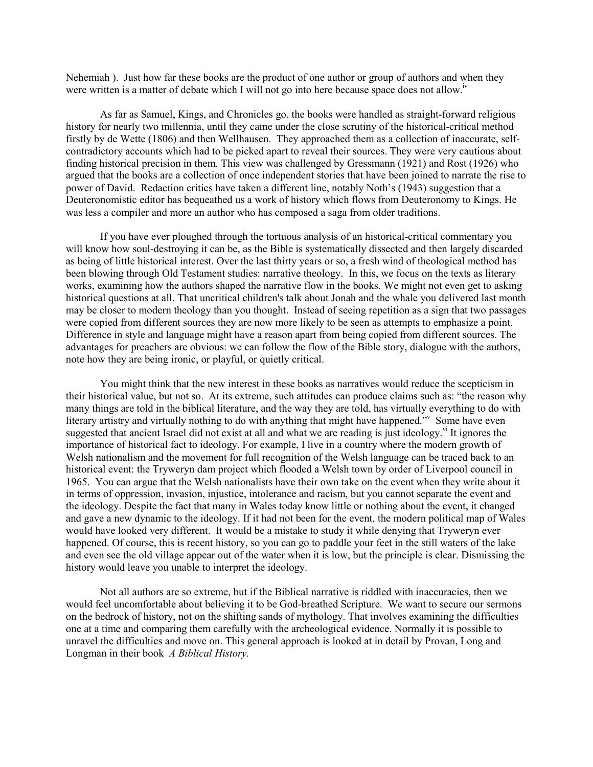Nehemiah ). Just how far these books are the product of one author or group of authors and when they were written is a matter of debate which I will not go into here because space does not allow.[iv]

As far as Samuel, Kings, and Chronicles go, the books were handled as straight-forward religious history for nearly two millennia, until they came under the close scrutiny of the historical-critical method firstly by de Wette (1806) and then Wellhausen. They approached them as a collection of inaccurate, self-contradictory accounts which had to be picked apart to reveal their sources. They were very cautious about finding historical precision in them. This view was challenged by Gressmann (1921) and Rost (1926) who argued that the books are a collection of once independent stories that have been joined to narrate the rise to power of David. Redaction critics have taken a different line, notably Noth's (1943) suggestion that a Deuteronomistic editor has bequeathed us a work of history which flows from Deuteronomy to Kings. He was less a compiler and more an author who has composed a saga from older traditions.

If you have ever ploughed through the tortuous analysis of an historical-critical commentary you will know how soul-destroying it can be, as the Bible is systematically dissected and then largely discarded as being of little historical interest. Over the last thirty years or so, a fresh wind of theological method has been blowing through Old Testament studies: narrative theology. In this, we focus on the texts as literary works, examining how the authors shaped the narrative flow in the books. We might not even get to asking historical questions at all. That uncritical children's talk about Jonah and the whale you delivered last month may be closer to modern theology than you thought. Instead of seeing repetition as a sign that two passages were copied from different sources they are now more likely to be seen as attempts to emphasize a point. Difference in style and language might have a reason apart from being copied from different sources. The advantages for preachers are obvious: we can follow the flow of the Bible story, dialogue with the authors, note how they are being ironic, or playful, or quietly critical.

You might think that the new interest in these books as narratives would reduce the scepticism in their historical value, but not so. At its extreme, such attitudes can produce claims such as: "the reason why many things are told in the biblical literature, and the way they are told, has virtually everything to do with literary artistry and virtually nothing to do with anything that might have happened."[v] Some have even suggested that ancient Israel did not exist at all and what we are reading is just ideology.[vi] It ignores the importance of historical fact to ideology. For example, I live in a country where the modern growth of Welsh nationalism and the movement for full recognition of the Welsh language can be traced back to an historical event: the Tryweryn dam project which flooded a Welsh town by order of Liverpool council in 1965. You can argue that the Welsh nationalists have their own take on the event when they write about it in terms of oppression, invasion, injustice, intolerance and racism, but you cannot separate the event and the ideology. Despite the fact that many in Wales today know little or nothing about the event, it changed and gave a new dynamic to the ideology. If it had not been for the event, the modern political map of Wales would have looked very different. It would be a mistake to study it while denying that Tryweryn ever happened. Of course, this is recent history, so you can go to paddle your feet in the still waters of the lake and even see the old village appear out of the water when it is low, but the principle is clear. Dismissing the history would leave you unable to interpret the ideology.

Not all authors are so extreme, but if the Biblical narrative is riddled with inaccuracies, then we would feel uncomfortable about believing it to be God-breathed Scripture. We want to secure our sermons on the bedrock of history, not on the shifting sands of mythology. That involves examining the difficulties one at a time and comparing them carefully with the archeological evidence. Normally it is possible to unravel the difficulties and move on. This general approach is looked at in detail by Provan, Long and Longman in their book *A Biblical History.*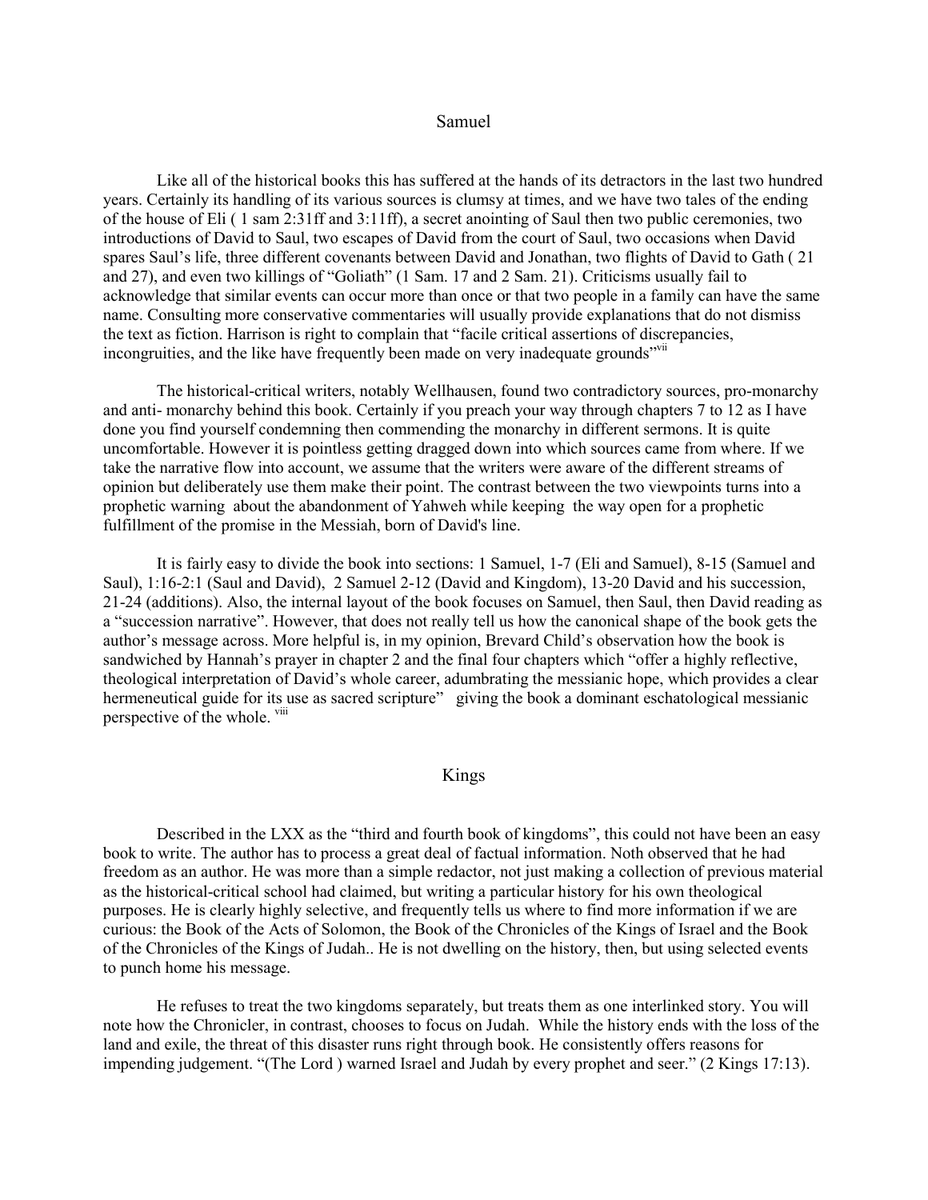## Samuel

Like all of the historical books this has suffered at the hands of its detractors in the last two hundred years. Certainly its handling of its various sources is clumsy at times, and we have two tales of the ending of the house of Eli ( 1 sam 2:31ff and 3:11ff), a secret anointing of Saul then two public ceremonies, two introductions of David to Saul, two escapes of David from the court of Saul, two occasions when David spares Saul's life, three different covenants between David and Jonathan, two flights of David to Gath ( 21 and 27), and even two killings of "Goliath" (1 Sam. 17 and 2 Sam. 21). Criticisms usually fail to acknowledge that similar events can occur more than once or that two people in a family can have the same name. Consulting more conservative commentaries will usually provide explanations that do not dismiss the text as fiction. Harrison is right to complain that "facile critical assertions of discrepancies, incongruities, and the like have frequently been made on very inadequate grounds"[vii]

The historical-critical writers, notably Wellhausen, found two contradictory sources, pro-monarchy and anti- monarchy behind this book. Certainly if you preach your way through chapters 7 to 12 as I have done you find yourself condemning then commending the monarchy in different sermons. It is quite uncomfortable. However it is pointless getting dragged down into which sources came from where. If we take the narrative flow into account, we assume that the writers were aware of the different streams of opinion but deliberately use them make their point. The contrast between the two viewpoints turns into a prophetic warning about the abandonment of Yahweh while keeping the way open for a prophetic fulfillment of the promise in the Messiah, born of David's line.

It is fairly easy to divide the book into sections: 1 Samuel, 1-7 (Eli and Samuel), 8-15 (Samuel and Saul), 1:16-2:1 (Saul and David), 2 Samuel 2-12 (David and Kingdom), 13-20 David and his succession, 21-24 (additions). Also, the internal layout of the book focuses on Samuel, then Saul, then David reading as a "succession narrative". However, that does not really tell us how the canonical shape of the book gets the author's message across. More helpful is, in my opinion, Brevard Child's observation how the book is sandwiched by Hannah's prayer in chapter 2 and the final four chapters which "offer a highly reflective, theological interpretation of David's whole career, adumbrating the messianic hope, which provides a clear hermeneutical guide for its use as sacred scripture" giving the book a dominant eschatological messianic perspective of the whole. [viii]

## Kings

Described in the LXX as the "third and fourth book of kingdoms", this could not have been an easy book to write. The author has to process a great deal of factual information. Noth observed that he had freedom as an author. He was more than a simple redactor, not just making a collection of previous material as the historical-critical school had claimed, but writing a particular history for his own theological purposes. He is clearly highly selective, and frequently tells us where to find more information if we are curious: the Book of the Acts of Solomon, the Book of the Chronicles of the Kings of Israel and the Book of the Chronicles of the Kings of Judah.. He is not dwelling on the history, then, but using selected events to punch home his message.

He refuses to treat the two kingdoms separately, but treats them as one interlinked story. You will note how the Chronicler, in contrast, chooses to focus on Judah. While the history ends with the loss of the land and exile, the threat of this disaster runs right through book. He consistently offers reasons for impending judgement. "(The Lord ) warned Israel and Judah by every prophet and seer." (2 Kings 17:13).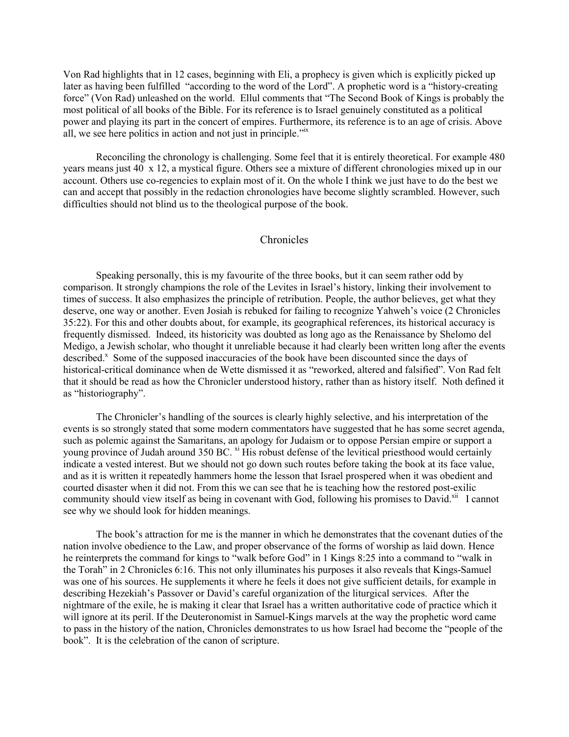Von Rad highlights that in 12 cases, beginning with Eli, a prophecy is given which is explicitly picked up later as having been fulfilled "according to the word of the Lord". A prophetic word is a "history-creating force" (Von Rad) unleashed on the world. Ellul comments that "The Second Book of Kings is probably the most political of all books of the Bible. For its reference is to Israel genuinely constituted as a political power and playing its part in the concert of empires. Furthermore, its reference is to an age of crisis. Above all, we see here politics in action and not just in principle."[ix]

Reconciling the chronology is challenging. Some feel that it is entirely theoretical. For example 480 years means just 40 x 12, a mystical figure. Others see a mixture of different chronologies mixed up in our account. Others use co-regencies to explain most of it. On the whole I think we just have to do the best we can and accept that possibly in the redaction chronologies have become slightly scrambled. However, such difficulties should not blind us to the theological purpose of the book.

## Chronicles

Speaking personally, this is my favourite of the three books, but it can seem rather odd by comparison. It strongly champions the role of the Levites in Israel's history, linking their involvement to times of success. It also emphasizes the principle of retribution. People, the author believes, get what they deserve, one way or another. Even Josiah is rebuked for failing to recognize Yahweh's voice (2 Chronicles 35:22). For this and other doubts about, for example, its geographical references, its historical accuracy is frequently dismissed. Indeed, its historicity was doubted as long ago as the Renaissance by Shelomo del Medigo, a Jewish scholar, who thought it unreliable because it had clearly been written long after the events described.[x] Some of the supposed inaccuracies of the book have been discounted since the days of historical-critical dominance when de Wette dismissed it as "reworked, altered and falsified". Von Rad felt that it should be read as how the Chronicler understood history, rather than as history itself. Noth defined it as "historiography".

The Chronicler's handling of the sources is clearly highly selective, and his interpretation of the events is so strongly stated that some modern commentators have suggested that he has some secret agenda, such as polemic against the Samaritans, an apology for Judaism or to oppose Persian empire or support a young province of Judah around 350 BC. [xi] His robust defense of the levitical priesthood would certainly indicate a vested interest. But we should not go down such routes before taking the book at its face value, and as it is written it repeatedly hammers home the lesson that Israel prospered when it was obedient and courted disaster when it did not. From this we can see that he is teaching how the restored post-exilic community should view itself as being in covenant with God, following his promises to David.[xii] I cannot see why we should look for hidden meanings.

The book's attraction for me is the manner in which he demonstrates that the covenant duties of the nation involve obedience to the Law, and proper observance of the forms of worship as laid down. Hence he reinterprets the command for kings to "walk before God" in 1 Kings 8:25 into a command to "walk in the Torah" in 2 Chronicles 6:16. This not only illuminates his purposes it also reveals that Kings-Samuel was one of his sources. He supplements it where he feels it does not give sufficient details, for example in describing Hezekiah's Passover or David's careful organization of the liturgical services. After the nightmare of the exile, he is making it clear that Israel has a written authoritative code of practice which it will ignore at its peril. If the Deuteronomist in Samuel-Kings marvels at the way the prophetic word came to pass in the history of the nation, Chronicles demonstrates to us how Israel had become the "people of the book". It is the celebration of the canon of scripture.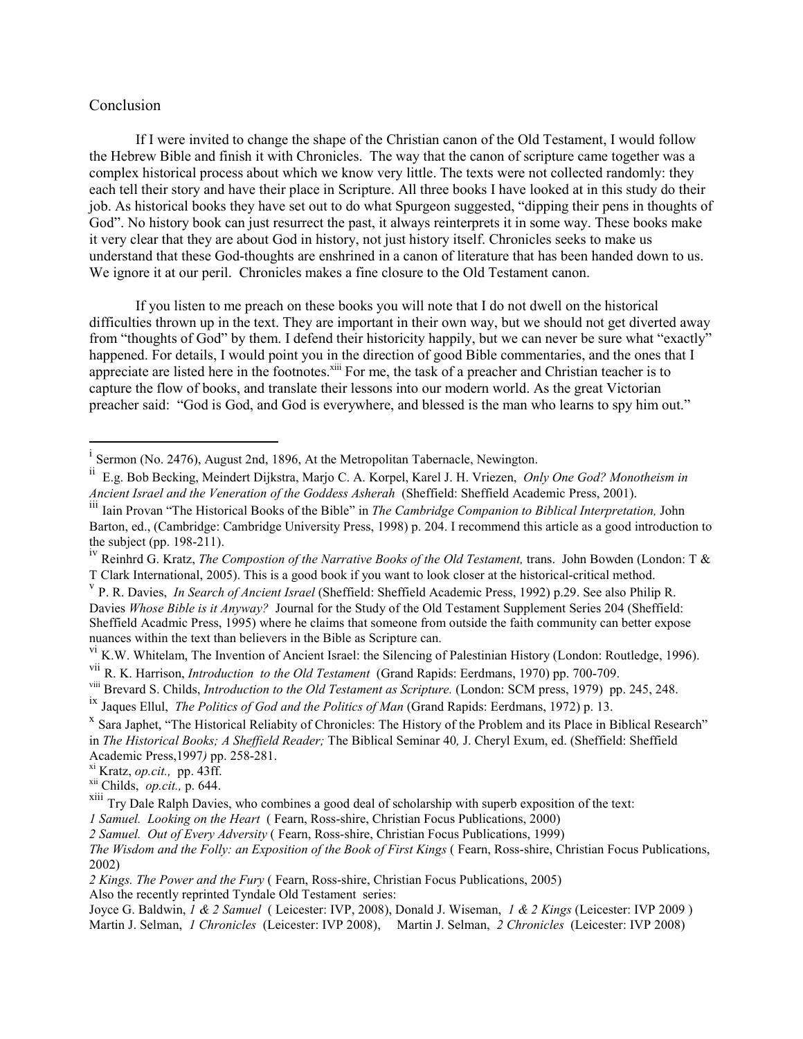## Conclusion

If I were invited to change the shape of the Christian canon of the Old Testament, I would follow the Hebrew Bible and finish it with Chronicles. The way that the canon of scripture came together was a complex historical process about which we know very little. The texts were not collected randomly: they each tell their story and have their place in Scripture. All three books I have looked at in this study do their job. As historical books they have set out to do what Spurgeon suggested, "dipping their pens in thoughts of God". No history book can just resurrect the past, it always reinterprets it in some way. These books make it very clear that they are about God in history, not just history itself. Chronicles seeks to make us understand that these God-thoughts are enshrined in a canon of literature that has been handed down to us. We ignore it at our peril. Chronicles makes a fine closure to the Old Testament canon.

If you listen to me preach on these books you will note that I do not dwell on the historical difficulties thrown up in the text. They are important in their own way, but we should not get diverted away from "thoughts of God" by them. I defend their historicity happily, but we can never be sure what "exactly" happened. For details, I would point you in the direction of good Bible commentaries, and the ones that I appreciate are listed here in the footnotes.[xiii] For me, the task of a preacher and Christian teacher is to capture the flow of books, and translate their lessons into our modern world. As the great Victorian preacher said: "God is God, and God is everywhere, and blessed is the man who learns to spy him out."

---

[i] Sermon (No. 2476), August 2nd, 1896, At the Metropolitan Tabernacle, Newington.

[ii] E.g. Bob Becking, Meindert Dijkstra, Marjo C. A. Korpel, Karel J. H. Vriezen, *Only One God? Monotheism in Ancient Israel and the Veneration of the Goddess Asherah* (Sheffield: Sheffield Academic Press, 2001).

[iii] Iain Provan "The Historical Books of the Bible" in *The Cambridge Companion to Biblical Interpretation,* John Barton, ed., (Cambridge: Cambridge University Press, 1998) p. 204. I recommend this article as a good introduction to the subject (pp. 198-211).

[iv] Reinhrd G. Kratz, *The Compostion of the Narrative Books of the Old Testament,* trans. John Bowden (London: T & T Clark International, 2005). This is a good book if you want to look closer at the historical-critical method.

[v] P. R. Davies, *In Search of Ancient Israel* (Sheffield: Sheffield Academic Press, 1992) p.29. See also Philip R. Davies *Whose Bible is it Anyway?* Journal for the Study of the Old Testament Supplement Series 204 (Sheffield: Sheffield Acadmic Press, 1995) where he claims that someone from outside the faith community can better expose nuances within the text than believers in the Bible as Scripture can.

[vi] K.W. Whitelam, The Invention of Ancient Israel: the Silencing of Palestinian History (London: Routledge, 1996).

[vii] R. K. Harrison, *Introduction to the Old Testament* (Grand Rapids: Eerdmans, 1970) pp. 700-709.

[viii] Brevard S. Childs, *Introduction to the Old Testament as Scripture.* (London: SCM press, 1979) pp. 245, 248.

[ix] Jaques Ellul, *The Politics of God and the Politics of Man* (Grand Rapids: Eerdmans, 1972) p. 13.

[x] Sara Japhet, "The Historical Reliabity of Chronicles: The History of the Problem and its Place in Biblical Research" in *The Historical Books; A Sheffield Reader;* The Biblical Seminar 40*,* J. Cheryl Exum, ed. (Sheffield: Sheffield Academic Press,1997*)* pp. 258-281.

[xi] Kratz, *op.cit.,* pp. 43ff.

[xii] Childs, *op.cit.,* p. 644.

[xiii] Try Dale Ralph Davies, who combines a good deal of scholarship with superb exposition of the text:

*1 Samuel. Looking on the Heart* ( Fearn, Ross-shire, Christian Focus Publications, 2000)

*2 Samuel. Out of Every Adversity* ( Fearn, Ross-shire, Christian Focus Publications, 1999)

*The Wisdom and the Folly: an Exposition of the Book of First Kings* ( Fearn, Ross-shire, Christian Focus Publications, 2002)

*2 Kings. The Power and the Fury* ( Fearn, Ross-shire, Christian Focus Publications, 2005)

Also the recently reprinted Tyndale Old Testament series:

Joyce G. Baldwin, *1 & 2 Samuel* ( Leicester: IVP, 2008), Donald J. Wiseman, *1 & 2 Kings* (Leicester: IVP 2009 ) Martin J. Selman, *1 Chronicles* (Leicester: IVP 2008), Martin J. Selman, *2 Chronicles* (Leicester: IVP 2008)